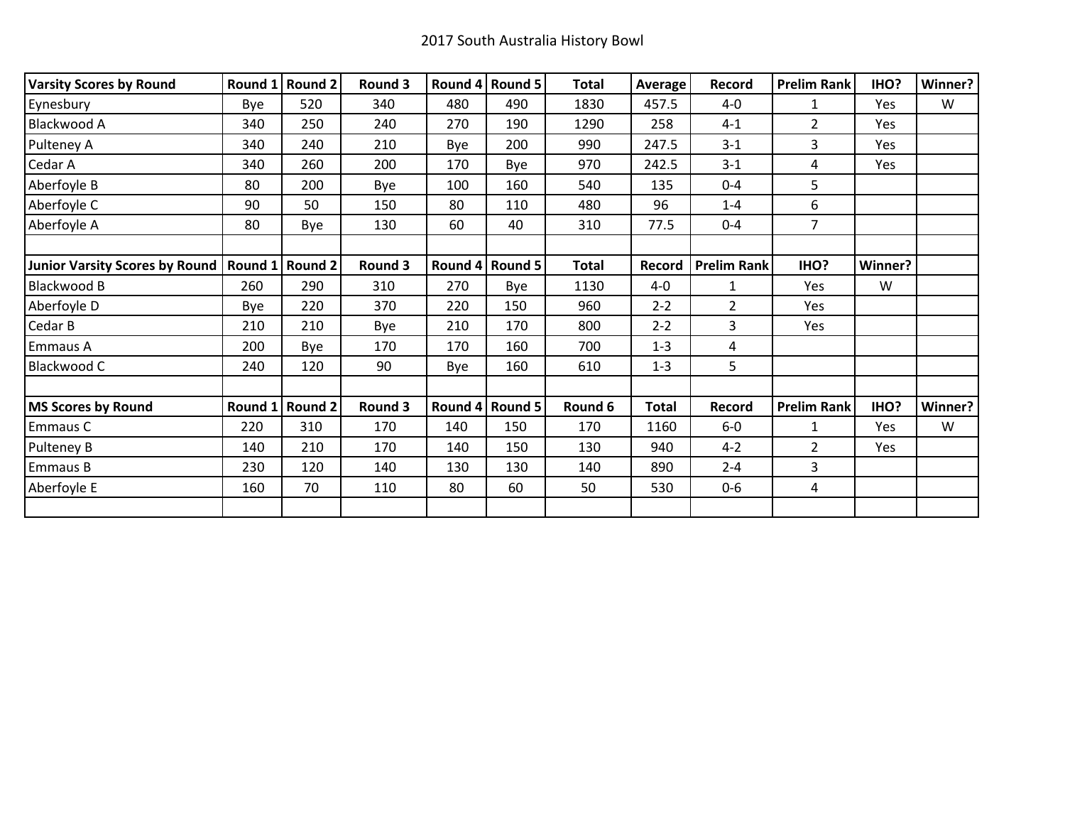# 2017 South Australia History Bowl

| Varsity Scores by Round | Round 1 | Round 2 | Round 3 | Round 4 | Round 5 | Total | Average | Record | Prelim Rank | IHO? | Winner? |
|---|---|---|---|---|---|---|---|---|---|---|---|
| Eynesbury | Bye | 520 | 340 | 480 | 490 | 1830 | 457.5 | 4-0 | 1 | Yes | W |
| Blackwood A | 340 | 250 | 240 | 270 | 190 | 1290 | 258 | 4-1 | 2 | Yes | |
| Pulteney A | 340 | 240 | 210 | Bye | 200 | 990 | 247.5 | 3-1 | 3 | Yes | |
| Cedar A | 340 | 260 | 200 | 170 | Bye | 970 | 242.5 | 3-1 | 4 | Yes | |
| Aberfoyle B | 80 | 200 | Bye | 100 | 160 | 540 | 135 | 0-4 | 5 | | |
| Aberfoyle C | 90 | 50 | 150 | 80 | 110 | 480 | 96 | 1-4 | 6 | | |
| Aberfoyle A | 80 | Bye | 130 | 60 | 40 | 310 | 77.5 | 0-4 | 7 | | |
| | | | | | | | | | | | |
| **Junior Varsity Scores by Round** | **Round 1** | **Round 2** | **Round 3** | **Round 4** | **Round 5** | **Total** | **Record** | **Prelim Rank** | **IHO?** | **Winner?** | |
| Blackwood B | 260 | 290 | 310 | 270 | Bye | 1130 | 4-0 | 1 | Yes | W | |
| Aberfoyle D | Bye | 220 | 370 | 220 | 150 | 960 | 2-2 | 2 | Yes | | |
| Cedar B | 210 | 210 | Bye | 210 | 170 | 800 | 2-2 | 3 | Yes | | |
| Emmaus A | 200 | Bye | 170 | 170 | 160 | 700 | 1-3 | 4 | | | |
| Blackwood C | 240 | 120 | 90 | Bye | 160 | 610 | 1-3 | 5 | | | |
| | | | | | | | | | | | |
| **MS Scores by Round** | **Round 1** | **Round 2** | **Round 3** | **Round 4** | **Round 5** | **Round 6** | **Total** | **Record** | **Prelim Rank** | **IHO?** | **Winner?** |
| Emmaus C | 220 | 310 | 170 | 140 | 150 | 170 | 1160 | 6-0 | 1 | Yes | W |
| Pulteney B | 140 | 210 | 170 | 140 | 150 | 130 | 940 | 4-2 | 2 | Yes | |
| Emmaus B | 230 | 120 | 140 | 130 | 130 | 140 | 890 | 2-4 | 3 | | |
| Aberfoyle E | 160 | 70 | 110 | 80 | 60 | 50 | 530 | 0-6 | 4 | | |
| | | | | | | | | | | | |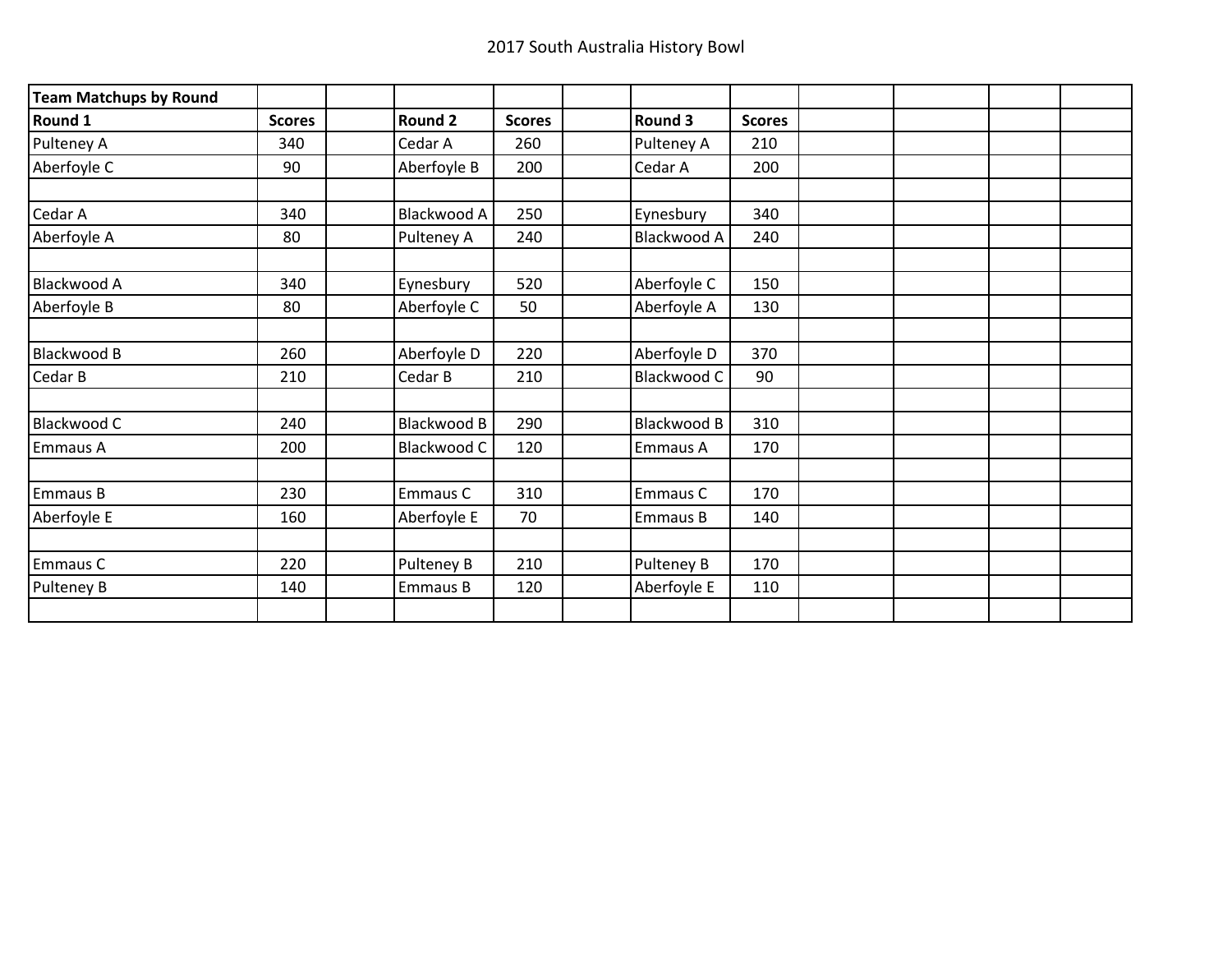2017 South Australia History Bowl

| Team Matchups by Round | | | | | | | | | | | |
|---|---|---|---|---|---|---|---|---|---|---|---|
| **Round 1** | **Scores** | | **Round 2** | **Scores** | | **Round 3** | **Scores** | | | | |
| Pulteney A | 340 | | Cedar A | 260 | | Pulteney A | 210 | | | | |
| Aberfoyle C | 90 | | Aberfoyle B | 200 | | Cedar A | 200 | | | | |
| | | | | | | | | | | | |
| Cedar A | 340 | | Blackwood A | 250 | | Eynesbury | 340 | | | | |
| Aberfoyle A | 80 | | Pulteney A | 240 | | Blackwood A | 240 | | | | |
| | | | | | | | | | | | |
| Blackwood A | 340 | | Eynesbury | 520 | | Aberfoyle C | 150 | | | | |
| Aberfoyle B | 80 | | Aberfoyle C | 50 | | Aberfoyle A | 130 | | | | |
| | | | | | | | | | | | |
| Blackwood B | 260 | | Aberfoyle D | 220 | | Aberfoyle D | 370 | | | | |
| Cedar B | 210 | | Cedar B | 210 | | Blackwood C | 90 | | | | |
| | | | | | | | | | | | |
| Blackwood C | 240 | | Blackwood B | 290 | | Blackwood B | 310 | | | | |
| Emmaus A | 200 | | Blackwood C | 120 | | Emmaus A | 170 | | | | |
| | | | | | | | | | | | |
| Emmaus B | 230 | | Emmaus C | 310 | | Emmaus C | 170 | | | | |
| Aberfoyle E | 160 | | Aberfoyle E | 70 | | Emmaus B | 140 | | | | |
| | | | | | | | | | | | |
| Emmaus C | 220 | | Pulteney B | 210 | | Pulteney B | 170 | | | | |
| Pulteney B | 140 | | Emmaus B | 120 | | Aberfoyle E | 110 | | | | |
| | | | | | | | | | | | |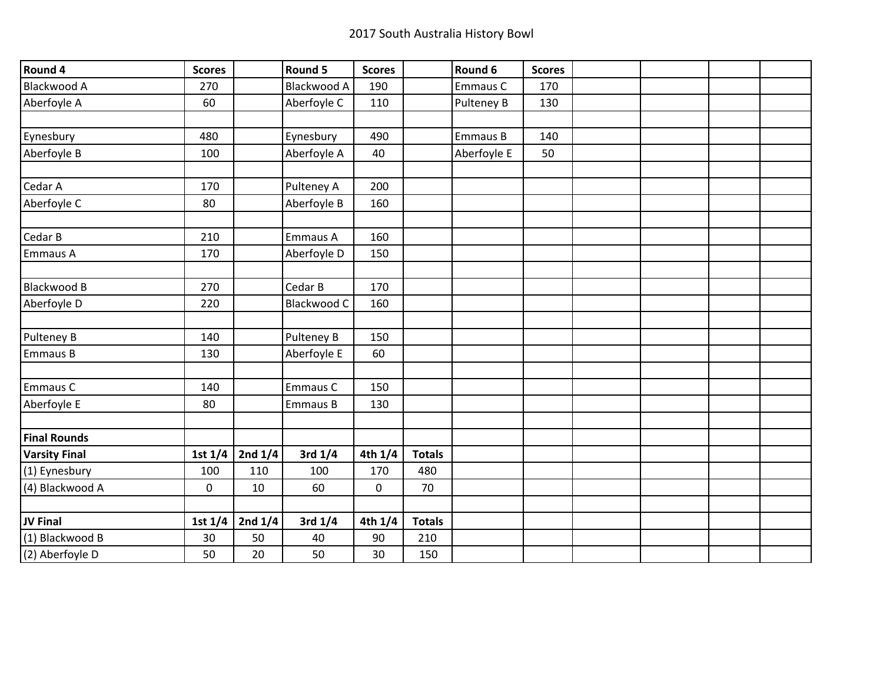2017 South Australia History Bowl

| Round 4 | Scores | | Round 5 | Scores | | Round 6 | Scores | | | | |
|---|---|---|---|---|---|---|---|---|---|---|---|
| Blackwood A | 270 | | Blackwood A | 190 | | Emmaus C | 170 | | | | |
| Aberfoyle A | 60 | | Aberfoyle C | 110 | | Pulteney B | 130 | | | | |
| | | | | | | | | | | | |
| Eynesbury | 480 | | Eynesbury | 490 | | Emmaus B | 140 | | | | |
| Aberfoyle B | 100 | | Aberfoyle A | 40 | | Aberfoyle E | 50 | | | | |
| | | | | | | | | | | | |
| Cedar A | 170 | | Pulteney A | 200 | | | | | | | |
| Aberfoyle C | 80 | | Aberfoyle B | 160 | | | | | | | |
| | | | | | | | | | | | |
| Cedar B | 210 | | Emmaus A | 160 | | | | | | | |
| Emmaus A | 170 | | Aberfoyle D | 150 | | | | | | | |
| | | | | | | | | | | | |
| Blackwood B | 270 | | Cedar B | 170 | | | | | | | |
| Aberfoyle D | 220 | | Blackwood C | 160 | | | | | | | |
| | | | | | | | | | | | |
| Pulteney B | 140 | | Pulteney B | 150 | | | | | | | |
| Emmaus B | 130 | | Aberfoyle E | 60 | | | | | | | |
| | | | | | | | | | | | |
| Emmaus C | 140 | | Emmaus C | 150 | | | | | | | |
| Aberfoyle E | 80 | | Emmaus B | 130 | | | | | | | |
| | | | | | | | | | | | |
| **Final Rounds** | | | | | | | | | | | |
| **Varsity Final** | **1st 1/4** | **2nd 1/4** | **3rd 1/4** | **4th 1/4** | **Totals** | | | | | | |
| (1) Eynesbury | 100 | 110 | 100 | 170 | 480 | | | | | | |
| (4) Blackwood A | 0 | 10 | 60 | 0 | 70 | | | | | | |
| | | | | | | | | | | | |
| **JV Final** | **1st 1/4** | **2nd 1/4** | **3rd 1/4** | **4th 1/4** | **Totals** | | | | | | |
| (1) Blackwood B | 30 | 50 | 40 | 90 | 210 | | | | | | |
| (2) Aberfoyle D | 50 | 20 | 50 | 30 | 150 | | | | | | |